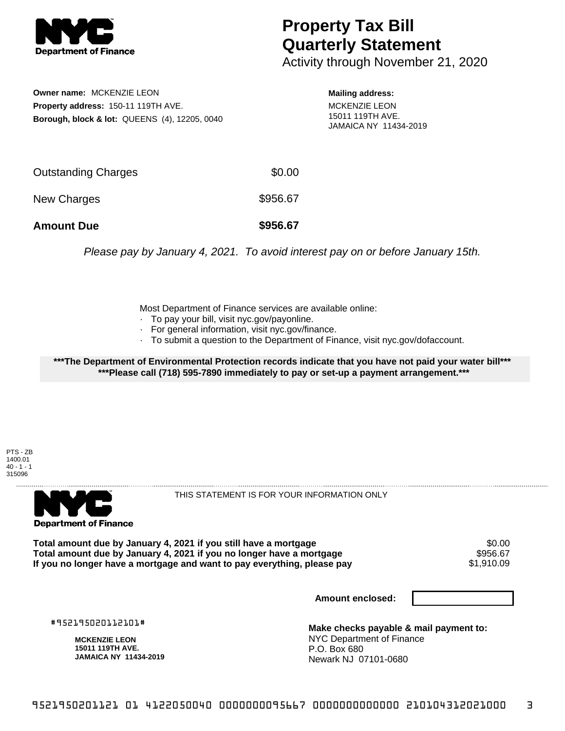# Property Tax Bill Quarterly Statement

Activity through November 21, 2020

**Owner name:** MCKENZIE LEON
**Property address:** 150-11 119TH AVE.
**Borough, block & lot:** QUEENS (4), 12205, 0040

**Mailing address:**
MCKENZIE LEON
15011 119TH AVE.
JAMAICA NY 11434-2019

| | |
|---|---|
| Outstanding Charges | $0.00 |
| New Charges | $956.67 |
| **Amount Due** | **$956.67** |

*Please pay by January 4, 2021. To avoid interest pay on or before January 15th.*

Most Department of Finance services are available online:
- To pay your bill, visit nyc.gov/payonline.
- For general information, visit nyc.gov/finance.
- To submit a question to the Department of Finance, visit nyc.gov/dofaccount.

**\*\*\*The Department of Environmental Protection records indicate that you have not paid your water bill\*\*\***
**\*\*\*Please call (718) 595-7890 immediately to pay or set-up a payment arrangement.\*\*\***

PTS - ZB
1400.01
40 - 1 - 1
315096

THIS STATEMENT IS FOR YOUR INFORMATION ONLY

| | |
|---|---|
| **Total amount due by January 4, 2021 if you still have a mortgage** | $0.00 |
| **Total amount due by January 4, 2021 if you no longer have a mortgage** | $956.67 |
| **If you no longer have a mortgage and want to pay everything, please pay** | $1,910.09 |

**Amount enclosed:**

#952195020112101#

**MCKENZIE LEON**
**15011 119TH AVE.**
**JAMAICA NY 11434-2019**

**Make checks payable & mail payment to:**
NYC Department of Finance
P.O. Box 680
Newark NJ 07101-0680

9521950201121 01 4122050040 0000000095667 0000000000000 210104312021000 3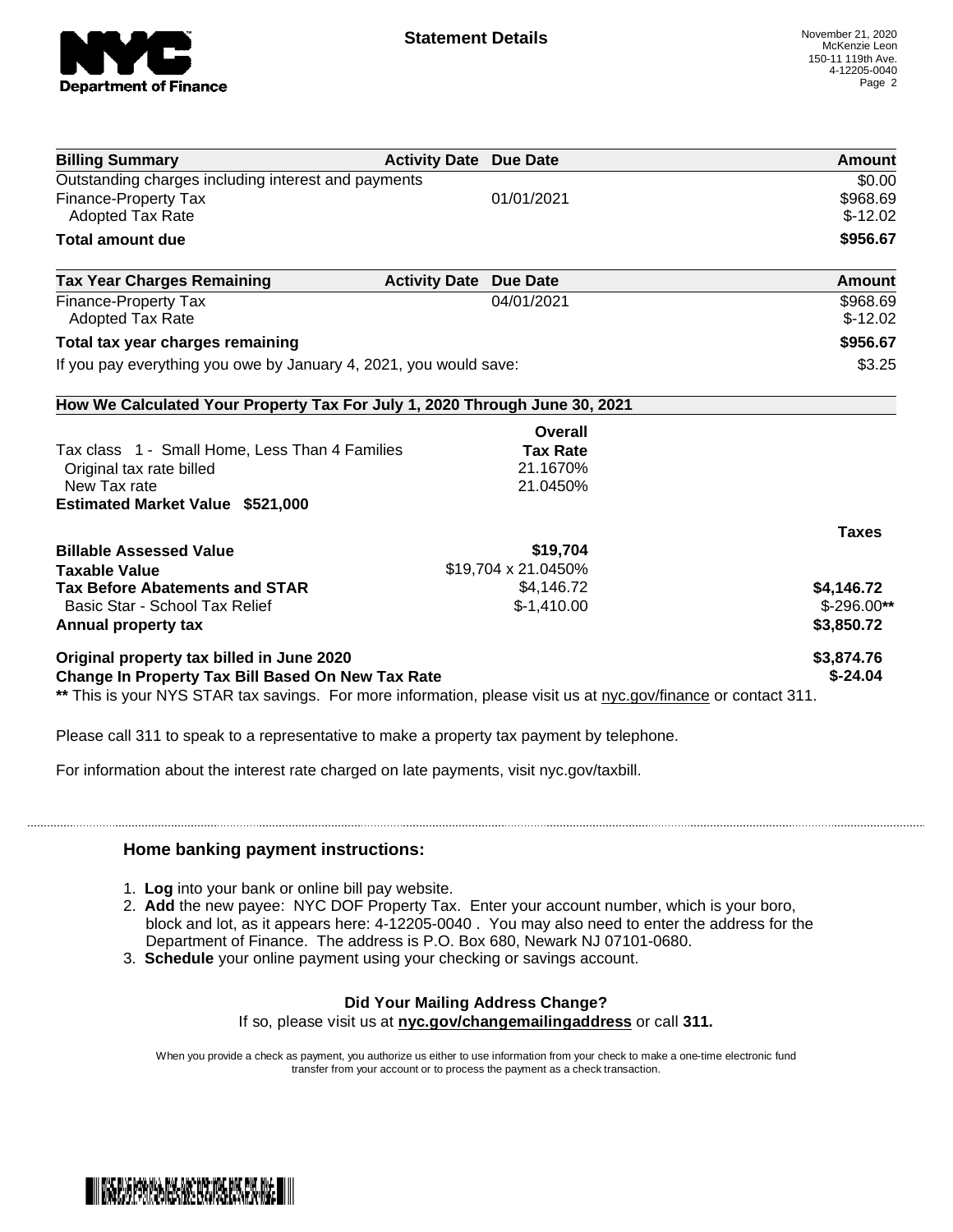Statement Details

November 21, 2020
McKenzie Leon
150-11 119th Ave.
4-12205-0040

| Billing Summary | Activity Date | Due Date | Amount |
|---|---|---|---|
| Outstanding charges including interest and payments | | | $0.00 |
| Finance-Property Tax | | 01/01/2021 | $968.69 |
| Adopted Tax Rate | | | $-12.02 |
| **Total amount due** | | | **$956.67** |

| Tax Year Charges Remaining | Activity Date | Due Date | Amount |
|---|---|---|---|
| Finance-Property Tax | | 04/01/2021 | $968.69 |
| Adopted Tax Rate | | | $-12.02 |
| **Total tax year charges remaining** | | | **$956.67** |
| If you pay everything you owe by January 4, 2021, you would save: | | | $3.25 |

**How We Calculated Your Property Tax For July 1, 2020 Through June 30, 2021**

| | Overall Tax Rate | |
|---|---|---|
| Tax class 1 - Small Home, Less Than 4 Families | | |
| Original tax rate billed | 21.1670% | |
| New Tax rate | 21.0450% | |
| **Estimated Market Value $521,000** | | |

| | | Taxes |
|---|---|---|
| **Billable Assessed Value** | **$19,704** | |
| **Taxable Value** | $19,704 x 21.0450% | |
| **Tax Before Abatements and STAR** | $4,146.72 | **$4,146.72** |
| Basic Star - School Tax Relief | $-1,410.00 | $-296.00** |
| **Annual property tax** | | **$3,850.72** |
| **Original property tax billed in June 2020** | | **$3,874.76** |
| **Change In Property Tax Bill Based On New Tax Rate** | | **$-24.04** |

** This is your NYS STAR tax savings. For more information, please visit us at nyc.gov/finance or contact 311.

Please call 311 to speak to a representative to make a property tax payment by telephone.

For information about the interest rate charged on late payments, visit nyc.gov/taxbill.

### Home banking payment instructions:

1. **Log** into your bank or online bill pay website.
2. **Add** the new payee: NYC DOF Property Tax. Enter your account number, which is your boro, block and lot, as it appears here: 4-12205-0040 . You may also need to enter the address for the Department of Finance. The address is P.O. Box 680, Newark NJ 07101-0680.
3. **Schedule** your online payment using your checking or savings account.

**Did Your Mailing Address Change?**
If so, please visit us at **nyc.gov/changemailingaddress** or call **311.**

When you provide a check as payment, you authorize us either to use information from your check to make a one-time electronic fund transfer from your account or to process the payment as a check transaction.